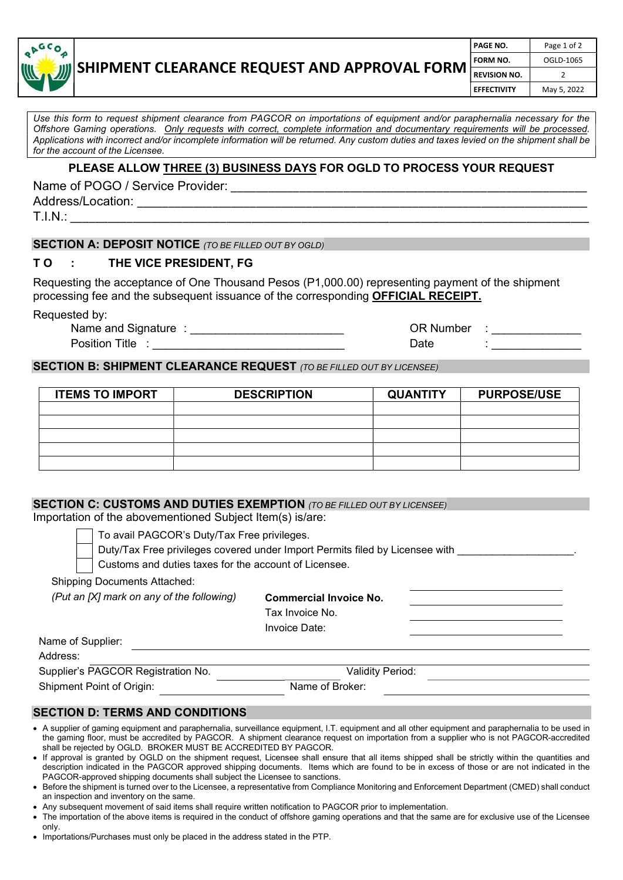# SHIPMENT CLEARANCE REQUEST AND APPROVAL FORM

| PAGE NO. | Page 1 of 2 |
|---|---|
| FORM NO. | OGLD-1065 |
| REVISION NO. | 2 |
| EFFECTIVITY | May 5, 2022 |

*Use this form to request shipment clearance from PAGCOR on importations of equipment and/or paraphernalia necessary for the Offshore Gaming operations. Only requests with correct, complete information and documentary requirements will be processed. Applications with incorrect and/or incomplete information will be returned. Any custom duties and taxes levied on the shipment shall be for the account of the Licensee.*

**PLEASE ALLOW THREE (3) BUSINESS DAYS FOR OGLD TO PROCESS YOUR REQUEST**

Name of POGO / Service Provider: ____________________________________________

Address/Location: ____________________________________________

T.I.N.: ____________________________________________

## SECTION A: DEPOSIT NOTICE *(TO BE FILLED OUT BY OGLD)*

**TO : THE VICE PRESIDENT, FG**

Requesting the acceptance of One Thousand Pesos (P1,000.00) representing payment of the shipment processing fee and the subsequent issuance of the corresponding **OFFICIAL RECEIPT.**

Requested by:

Name and Signature : ______________________ OR Number : ____________

Position Title : ______________________ Date : ____________

## SECTION B: SHIPMENT CLEARANCE REQUEST *(TO BE FILLED OUT BY LICENSEE)*

| ITEMS TO IMPORT | DESCRIPTION | QUANTITY | PURPOSE/USE |
|---|---|---|---|
| | | | |
| | | | |
| | | | |
| | | | |
| | | | |

## SECTION C: CUSTOMS AND DUTIES EXEMPTION *(TO BE FILLED OUT BY LICENSEE)*

Importation of the abovementioned Subject Item(s) is/are:

- [ ] To avail PAGCOR's Duty/Tax Free privileges.
- [ ] Duty/Tax Free privileges covered under Import Permits filed by Licensee with ____________________.
- [ ] Customs and duties taxes for the account of Licensee.

Shipping Documents Attached:

*(Put an [X] mark on any of the following)*

**Commercial Invoice No.** ____________________

Tax Invoice No. ____________________

Invoice Date: ____________________

Name of Supplier: ____________________________________________

Address: ____________________________________________

Supplier's PAGCOR Registration No. ____________ Validity Period: ____________

Shipment Point of Origin: ____________ Name of Broker: ____________

## SECTION D: TERMS AND CONDITIONS

- A supplier of gaming equipment and paraphernalia, surveillance equipment, I.T. equipment and all other equipment and paraphernalia to be used in the gaming floor, must be accredited by PAGCOR. A shipment clearance request on importation from a supplier who is not PAGCOR-accredited shall be rejected by OGLD. BROKER MUST BE ACCREDITED BY PAGCOR.
- If approval is granted by OGLD on the shipment request, Licensee shall ensure that all items shipped shall be strictly within the quantities and description indicated in the PAGCOR approved shipping documents. Items which are found to be in excess of those or are not indicated in the PAGCOR-approved shipping documents shall subject the Licensee to sanctions.
- Before the shipment is turned over to the Licensee, a representative from Compliance Monitoring and Enforcement Department (CMED) shall conduct an inspection and inventory on the same.
- Any subsequent movement of said items shall require written notification to PAGCOR prior to implementation.
- The importation of the above items is required in the conduct of offshore gaming operations and that the same are for exclusive use of the Licensee only.
- Importations/Purchases must only be placed in the address stated in the PTP.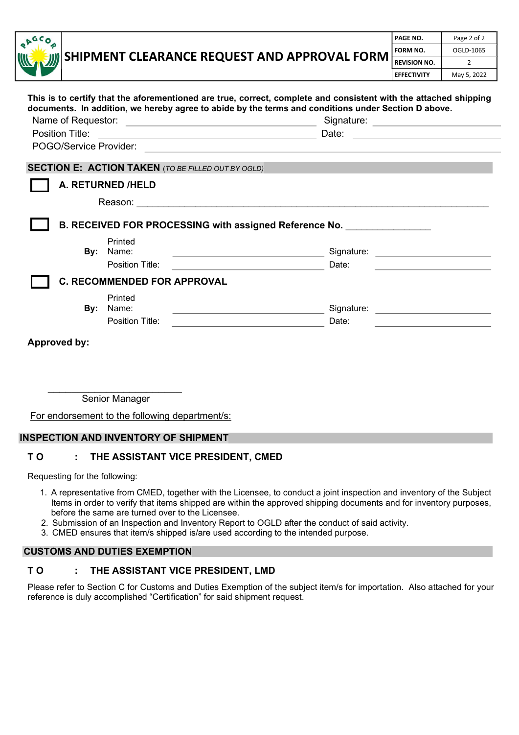**This is to certify that the aforementioned are true, correct, complete and consistent with the attached shipping documents. In addition, we hereby agree to abide by the terms and conditions under Section D above.**

Name of Requestor: ______________________ Signature: ______________________

Position Title: ______________________ Date: ______________________

POGO/Service Provider: ______________________

## SECTION E: ACTION TAKEN *(TO BE FILLED OUT BY OGLD)*

☐ **A. RETURNED /HELD**

Reason: ____________________________________________

☐ **B. RECEIVED FOR PROCESSING with assigned Reference No. ________________**

**By:** Printed Name: ______________________ Signature: ______________________

Position Title: ______________________ Date: ______________________

☐ **C. RECOMMENDED FOR APPROVAL**

**By:** Printed Name: ______________________ Signature: ______________________

Position Title: ______________________ Date: ______________________

**Approved by:**

__________________________

Senior Manager

For endorsement to the following department/s:

## INSPECTION AND INVENTORY OF SHIPMENT

**T O : THE ASSISTANT VICE PRESIDENT, CMED**

Requesting for the following:

1. A representative from CMED, together with the Licensee, to conduct a joint inspection and inventory of the Subject Items in order to verify that items shipped are within the approved shipping documents and for inventory purposes, before the same are turned over to the Licensee.
2. Submission of an Inspection and Inventory Report to OGLD after the conduct of said activity.
3. CMED ensures that item/s shipped is/are used according to the intended purpose.

## CUSTOMS AND DUTIES EXEMPTION

**T O : THE ASSISTANT VICE PRESIDENT, LMD**

Please refer to Section C for Customs and Duties Exemption of the subject item/s for importation. Also attached for your reference is duly accomplished “Certification” for said shipment request.